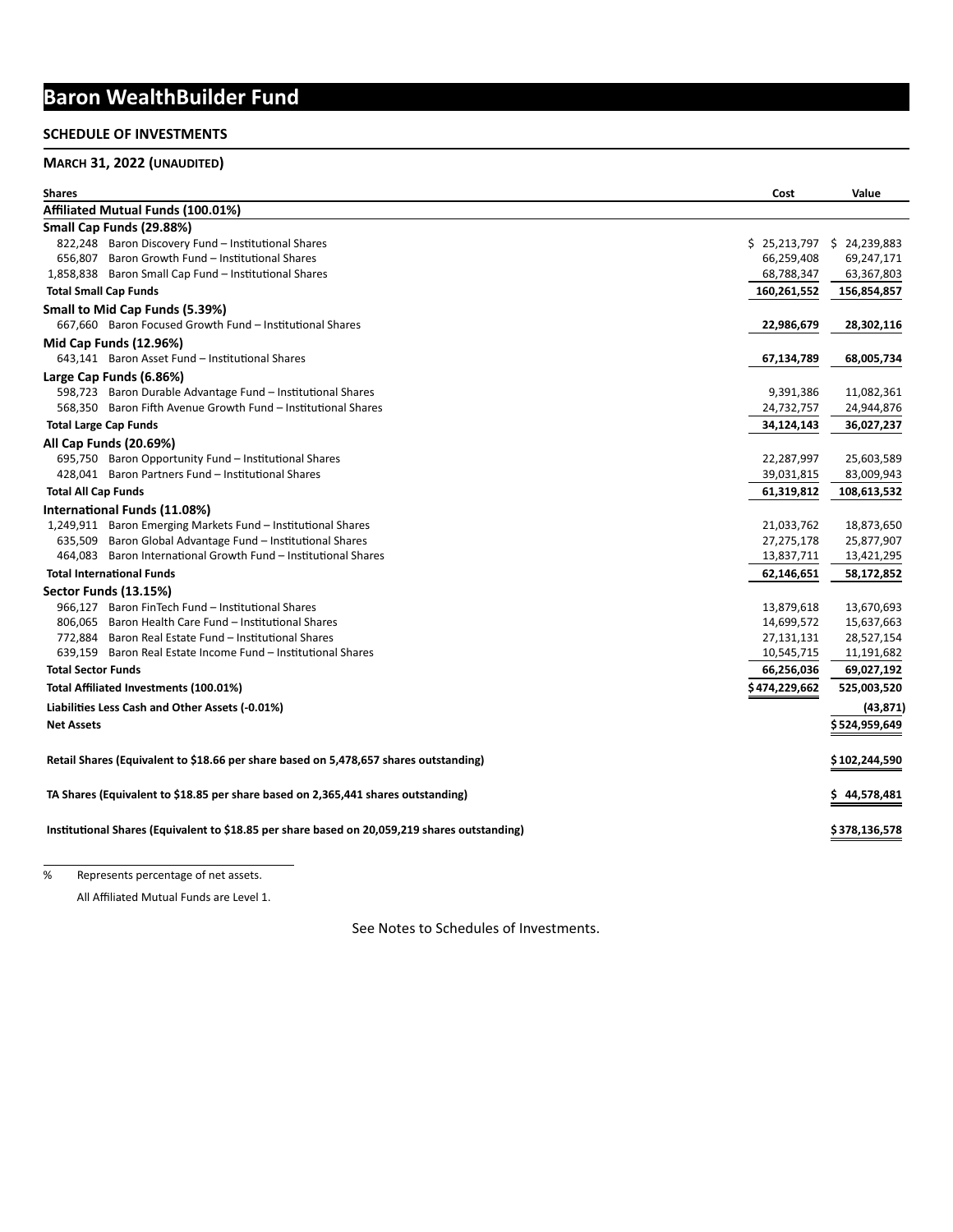# Baron WealthBuilder Fund

**SCHEDULE OF INVESTMENTS**

**MARCH 31, 2022 (UNAUDITED)**

| Shares | | Cost | Value |
|---|---|---|---|
| **Affiliated Mutual Funds (100.01%)** | | | |
| **Small Cap Funds (29.88%)** | | | |
| 822,248 | Baron Discovery Fund – Institutional Shares | $ 25,213,797 | $ 24,239,883 |
| 656,807 | Baron Growth Fund – Institutional Shares | 66,259,408 | 69,247,171 |
| 1,858,838 | Baron Small Cap Fund – Institutional Shares | 68,788,347 | 63,367,803 |
| **Total Small Cap Funds** | | **160,261,552** | **156,854,857** |
| **Small to Mid Cap Funds (5.39%)** | | | |
| 667,660 | Baron Focused Growth Fund – Institutional Shares | **22,986,679** | **28,302,116** |
| **Mid Cap Funds (12.96%)** | | | |
| 643,141 | Baron Asset Fund – Institutional Shares | **67,134,789** | **68,005,734** |
| **Large Cap Funds (6.86%)** | | | |
| 598,723 | Baron Durable Advantage Fund – Institutional Shares | 9,391,386 | 11,082,361 |
| 568,350 | Baron Fifth Avenue Growth Fund – Institutional Shares | 24,732,757 | 24,944,876 |
| **Total Large Cap Funds** | | **34,124,143** | **36,027,237** |
| **All Cap Funds (20.69%)** | | | |
| 695,750 | Baron Opportunity Fund – Institutional Shares | 22,287,997 | 25,603,589 |
| 428,041 | Baron Partners Fund – Institutional Shares | 39,031,815 | 83,009,943 |
| **Total All Cap Funds** | | **61,319,812** | **108,613,532** |
| **International Funds (11.08%)** | | | |
| 1,249,911 | Baron Emerging Markets Fund – Institutional Shares | 21,033,762 | 18,873,650 |
| 635,509 | Baron Global Advantage Fund – Institutional Shares | 27,275,178 | 25,877,907 |
| 464,083 | Baron International Growth Fund – Institutional Shares | 13,837,711 | 13,421,295 |
| **Total International Funds** | | **62,146,651** | **58,172,852** |
| **Sector Funds (13.15%)** | | | |
| 966,127 | Baron FinTech Fund – Institutional Shares | 13,879,618 | 13,670,693 |
| 806,065 | Baron Health Care Fund – Institutional Shares | 14,699,572 | 15,637,663 |
| 772,884 | Baron Real Estate Fund – Institutional Shares | 27,131,131 | 28,527,154 |
| 639,159 | Baron Real Estate Income Fund – Institutional Shares | 10,545,715 | 11,191,682 |
| **Total Sector Funds** | | **66,256,036** | **69,027,192** |
| **Total Affiliated Investments (100.01%)** | | **$474,229,662** | **525,003,520** |
| **Liabilities Less Cash and Other Assets (-0.01%)** | | | **(43,871)** |
| **Net Assets** | | | **$524,959,649** |
| **Retail Shares (Equivalent to $18.66 per share based on 5,478,657 shares outstanding)** | | | **$102,244,590** |
| **TA Shares (Equivalent to $18.85 per share based on 2,365,441 shares outstanding)** | | | **$ 44,578,481** |
| **Institutional Shares (Equivalent to $18.85 per share based on 20,059,219 shares outstanding)** | | | **$378,136,578** |

% Represents percentage of net assets.

All Affiliated Mutual Funds are Level 1.

See Notes to Schedules of Investments.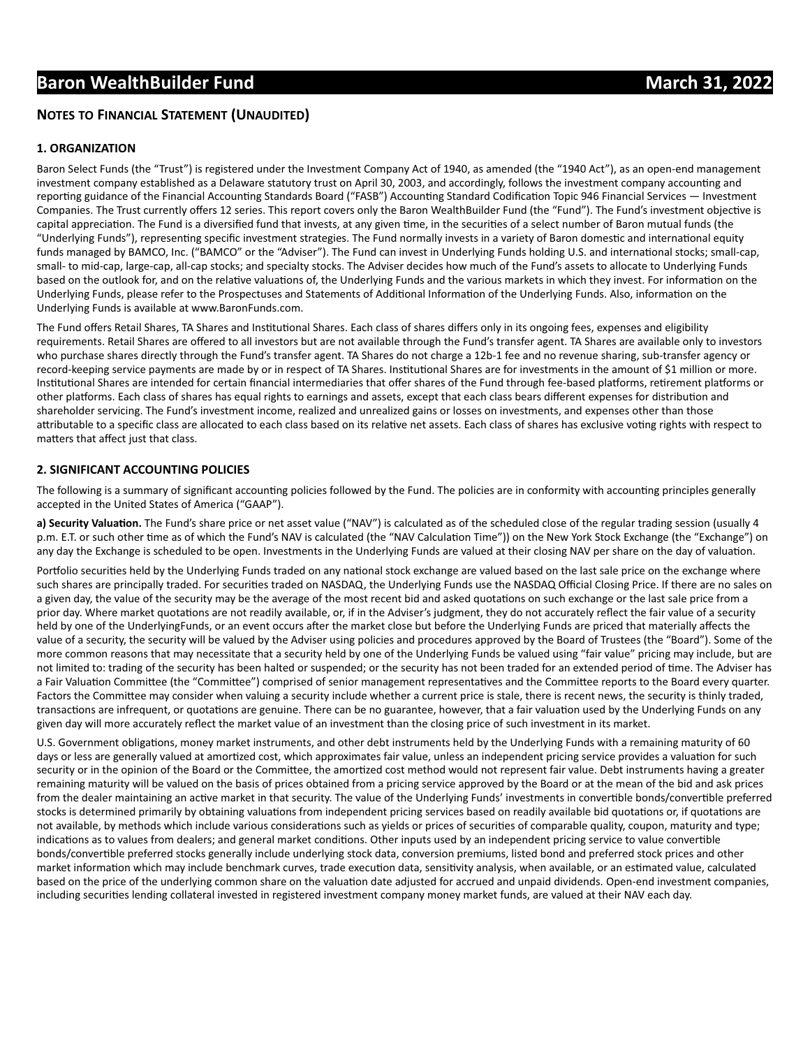# Baron WealthBuilder Fund — March 31, 2022

## NOTES TO FINANCIAL STATEMENT (UNAUDITED)

### 1. ORGANIZATION

Baron Select Funds (the "Trust") is registered under the Investment Company Act of 1940, as amended (the "1940 Act"), as an open-end management investment company established as a Delaware statutory trust on April 30, 2003, and accordingly, follows the investment company accounting and reporting guidance of the Financial Accounting Standards Board ("FASB") Accounting Standard Codification Topic 946 Financial Services — Investment Companies. The Trust currently offers 12 series. This report covers only the Baron WealthBuilder Fund (the "Fund"). The Fund's investment objective is capital appreciation. The Fund is a diversified fund that invests, at any given time, in the securities of a select number of Baron mutual funds (the "Underlying Funds"), representing specific investment strategies. The Fund normally invests in a variety of Baron domestic and international equity funds managed by BAMCO, Inc. ("BAMCO" or the "Adviser"). The Fund can invest in Underlying Funds holding U.S. and international stocks; small-cap, small- to mid-cap, large-cap, all-cap stocks; and specialty stocks. The Adviser decides how much of the Fund's assets to allocate to Underlying Funds based on the outlook for, and on the relative valuations of, the Underlying Funds and the various markets in which they invest. For information on the Underlying Funds, please refer to the Prospectuses and Statements of Additional Information of the Underlying Funds. Also, information on the Underlying Funds is available at www.BaronFunds.com.

The Fund offers Retail Shares, TA Shares and Institutional Shares. Each class of shares differs only in its ongoing fees, expenses and eligibility requirements. Retail Shares are offered to all investors but are not available through the Fund's transfer agent. TA Shares are available only to investors who purchase shares directly through the Fund's transfer agent. TA Shares do not charge a 12b-1 fee and no revenue sharing, sub-transfer agency or record-keeping service payments are made by or in respect of TA Shares. Institutional Shares are for investments in the amount of $1 million or more. Institutional Shares are intended for certain financial intermediaries that offer shares of the Fund through fee-based platforms, retirement platforms or other platforms. Each class of shares has equal rights to earnings and assets, except that each class bears different expenses for distribution and shareholder servicing. The Fund's investment income, realized and unrealized gains or losses on investments, and expenses other than those attributable to a specific class are allocated to each class based on its relative net assets. Each class of shares has exclusive voting rights with respect to matters that affect just that class.

### 2. SIGNIFICANT ACCOUNTING POLICIES

The following is a summary of significant accounting policies followed by the Fund. The policies are in conformity with accounting principles generally accepted in the United States of America ("GAAP").

**a) Security Valuation.** The Fund's share price or net asset value ("NAV") is calculated as of the scheduled close of the regular trading session (usually 4 p.m. E.T. or such other time as of which the Fund's NAV is calculated (the "NAV Calculation Time")) on the New York Stock Exchange (the "Exchange") on any day the Exchange is scheduled to be open. Investments in the Underlying Funds are valued at their closing NAV per share on the day of valuation.

Portfolio securities held by the Underlying Funds traded on any national stock exchange are valued based on the last sale price on the exchange where such shares are principally traded. For securities traded on NASDAQ, the Underlying Funds use the NASDAQ Official Closing Price. If there are no sales on a given day, the value of the security may be the average of the most recent bid and asked quotations on such exchange or the last sale price from a prior day. Where market quotations are not readily available, or, if in the Adviser's judgment, they do not accurately reflect the fair value of a security held by one of the UnderlyingFunds, or an event occurs after the market close but before the Underlying Funds are priced that materially affects the value of a security, the security will be valued by the Adviser using policies and procedures approved by the Board of Trustees (the "Board"). Some of the more common reasons that may necessitate that a security held by one of the Underlying Funds be valued using "fair value" pricing may include, but are not limited to: trading of the security has been halted or suspended; or the security has not been traded for an extended period of time. The Adviser has a Fair Valuation Committee (the "Committee") comprised of senior management representatives and the Committee reports to the Board every quarter. Factors the Committee may consider when valuing a security include whether a current price is stale, there is recent news, the security is thinly traded, transactions are infrequent, or quotations are genuine. There can be no guarantee, however, that a fair valuation used by the Underlying Funds on any given day will more accurately reflect the market value of an investment than the closing price of such investment in its market.

U.S. Government obligations, money market instruments, and other debt instruments held by the Underlying Funds with a remaining maturity of 60 days or less are generally valued at amortized cost, which approximates fair value, unless an independent pricing service provides a valuation for such security or in the opinion of the Board or the Committee, the amortized cost method would not represent fair value. Debt instruments having a greater remaining maturity will be valued on the basis of prices obtained from a pricing service approved by the Board or at the mean of the bid and ask prices from the dealer maintaining an active market in that security. The value of the Underlying Funds' investments in convertible bonds/convertible preferred stocks is determined primarily by obtaining valuations from independent pricing services based on readily available bid quotations or, if quotations are not available, by methods which include various considerations such as yields or prices of securities of comparable quality, coupon, maturity and type; indications as to values from dealers; and general market conditions. Other inputs used by an independent pricing service to value convertible bonds/convertible preferred stocks generally include underlying stock data, conversion premiums, listed bond and preferred stock prices and other market information which may include benchmark curves, trade execution data, sensitivity analysis, when available, or an estimated value, calculated based on the price of the underlying common share on the valuation date adjusted for accrued and unpaid dividends. Open-end investment companies, including securities lending collateral invested in registered investment company money market funds, are valued at their NAV each day.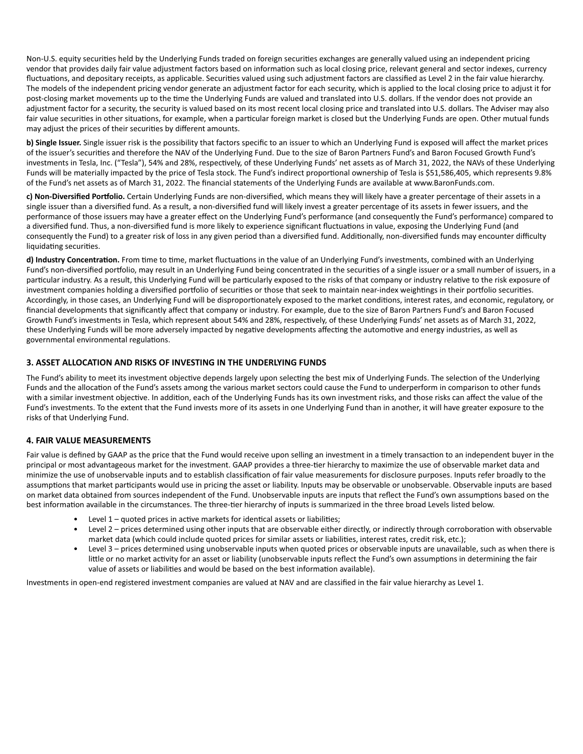Non-U.S. equity securities held by the Underlying Funds traded on foreign securities exchanges are generally valued using an independent pricing vendor that provides daily fair value adjustment factors based on information such as local closing price, relevant general and sector indexes, currency fluctuations, and depositary receipts, as applicable. Securities valued using such adjustment factors are classified as Level 2 in the fair value hierarchy. The models of the independent pricing vendor generate an adjustment factor for each security, which is applied to the local closing price to adjust it for post-closing market movements up to the time the Underlying Funds are valued and translated into U.S. dollars. If the vendor does not provide an adjustment factor for a security, the security is valued based on its most recent local closing price and translated into U.S. dollars. The Adviser may also fair value securities in other situations, for example, when a particular foreign market is closed but the Underlying Funds are open. Other mutual funds may adjust the prices of their securities by different amounts.

**b) Single Issuer.** Single issuer risk is the possibility that factors specific to an issuer to which an Underlying Fund is exposed will affect the market prices of the issuer's securities and therefore the NAV of the Underlying Fund. Due to the size of Baron Partners Fund's and Baron Focused Growth Fund's investments in Tesla, Inc. ("Tesla"), 54% and 28%, respectively, of these Underlying Funds' net assets as of March 31, 2022, the NAVs of these Underlying Funds will be materially impacted by the price of Tesla stock. The Fund's indirect proportional ownership of Tesla is $51,586,405, which represents 9.8% of the Fund's net assets as of March 31, 2022. The financial statements of the Underlying Funds are available at www.BaronFunds.com.

**c) Non-Diversified Portfolio.** Certain Underlying Funds are non-diversified, which means they will likely have a greater percentage of their assets in a single issuer than a diversified fund. As a result, a non-diversified fund will likely invest a greater percentage of its assets in fewer issuers, and the performance of those issuers may have a greater effect on the Underlying Fund's performance (and consequently the Fund's performance) compared to a diversified fund. Thus, a non-diversified fund is more likely to experience significant fluctuations in value, exposing the Underlying Fund (and consequently the Fund) to a greater risk of loss in any given period than a diversified fund. Additionally, non-diversified funds may encounter difficulty liquidating securities.

**d) Industry Concentration.** From time to time, market fluctuations in the value of an Underlying Fund's investments, combined with an Underlying Fund's non-diversified portfolio, may result in an Underlying Fund being concentrated in the securities of a single issuer or a small number of issuers, in a particular industry. As a result, this Underlying Fund will be particularly exposed to the risks of that company or industry relative to the risk exposure of investment companies holding a diversified portfolio of securities or those that seek to maintain near-index weightings in their portfolio securities. Accordingly, in those cases, an Underlying Fund will be disproportionately exposed to the market conditions, interest rates, and economic, regulatory, or financial developments that significantly affect that company or industry. For example, due to the size of Baron Partners Fund's and Baron Focused Growth Fund's investments in Tesla, which represent about 54% and 28%, respectively, of these Underlying Funds' net assets as of March 31, 2022, these Underlying Funds will be more adversely impacted by negative developments affecting the automotive and energy industries, as well as governmental environmental regulations.

## 3. ASSET ALLOCATION AND RISKS OF INVESTING IN THE UNDERLYING FUNDS

The Fund's ability to meet its investment objective depends largely upon selecting the best mix of Underlying Funds. The selection of the Underlying Funds and the allocation of the Fund's assets among the various market sectors could cause the Fund to underperform in comparison to other funds with a similar investment objective. In addition, each of the Underlying Funds has its own investment risks, and those risks can affect the value of the Fund's investments. To the extent that the Fund invests more of its assets in one Underlying Fund than in another, it will have greater exposure to the risks of that Underlying Fund.

## 4. FAIR VALUE MEASUREMENTS

Fair value is defined by GAAP as the price that the Fund would receive upon selling an investment in a timely transaction to an independent buyer in the principal or most advantageous market for the investment. GAAP provides a three-tier hierarchy to maximize the use of observable market data and minimize the use of unobservable inputs and to establish classification of fair value measurements for disclosure purposes. Inputs refer broadly to the assumptions that market participants would use in pricing the asset or liability. Inputs may be observable or unobservable. Observable inputs are based on market data obtained from sources independent of the Fund. Unobservable inputs are inputs that reflect the Fund's own assumptions based on the best information available in the circumstances. The three-tier hierarchy of inputs is summarized in the three broad Levels listed below.

- Level 1 – quoted prices in active markets for identical assets or liabilities;
- Level 2 – prices determined using other inputs that are observable either directly, or indirectly through corroboration with observable market data (which could include quoted prices for similar assets or liabilities, interest rates, credit risk, etc.);
- Level 3 – prices determined using unobservable inputs when quoted prices or observable inputs are unavailable, such as when there is little or no market activity for an asset or liability (unobservable inputs reflect the Fund's own assumptions in determining the fair value of assets or liabilities and would be based on the best information available).

Investments in open-end registered investment companies are valued at NAV and are classified in the fair value hierarchy as Level 1.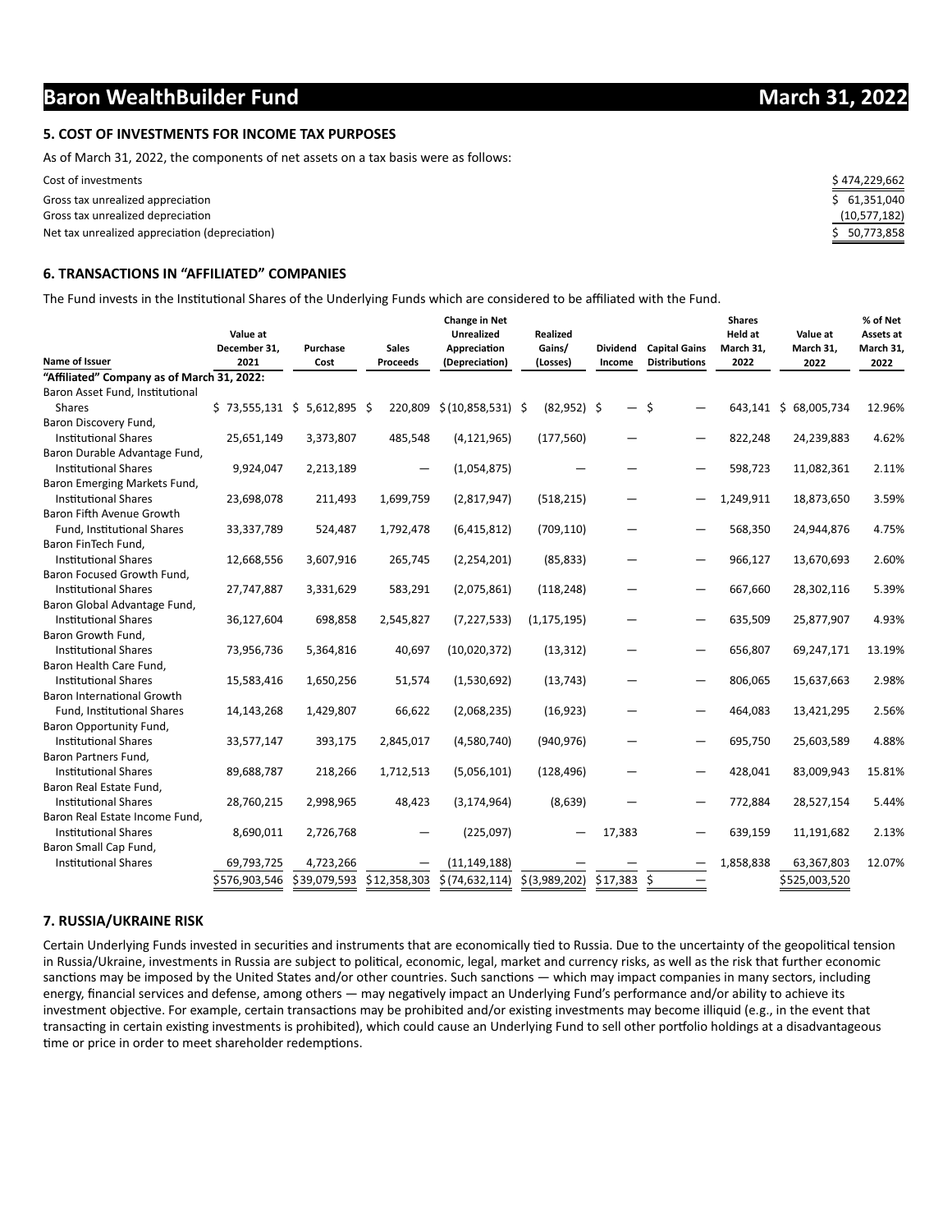## 5. COST OF INVESTMENTS FOR INCOME TAX PURPOSES

As of March 31, 2022, the components of net assets on a tax basis were as follows:

| | |
|---|---|
| Cost of investments | $ 474,229,662 |
| Gross tax unrealized appreciation | $ 61,351,040 |
| Gross tax unrealized depreciation | (10,577,182) |
| Net tax unrealized appreciation (depreciation) | $ 50,773,858 |

## 6. TRANSACTIONS IN "AFFILIATED" COMPANIES

The Fund invests in the Institutional Shares of the Underlying Funds which are considered to be affiliated with the Fund.

| Name of Issuer | Value at December 31, 2021 | Purchase Cost | Sales Proceeds | Change in Net Unrealized Appreciation (Depreciation) | Realized Gains/ (Losses) | Dividend Income | Capital Gains Distributions | Shares Held at March 31, 2022 | Value at March 31, 2022 | % of Net Assets at March 31, 2022 |
|---|---|---|---|---|---|---|---|---|---|---|
| **"Affiliated" Company as of March 31, 2022:** | | | | | | | | | | |
| Baron Asset Fund, Institutional Shares | $ 73,555,131 | $ 5,612,895 | $ 220,809 | $ (10,858,531) | $ (82,952) | $ — | $ — | 643,141 | $ 68,005,734 | 12.96% |
| Baron Discovery Fund, Institutional Shares | 25,651,149 | 3,373,807 | 485,548 | (4,121,965) | (177,560) | — | — | 822,248 | 24,239,883 | 4.62% |
| Baron Durable Advantage Fund, Institutional Shares | 9,924,047 | 2,213,189 | — | (1,054,875) | — | — | — | 598,723 | 11,082,361 | 2.11% |
| Baron Emerging Markets Fund, Institutional Shares | 23,698,078 | 211,493 | 1,699,759 | (2,817,947) | (518,215) | — | — | 1,249,911 | 18,873,650 | 3.59% |
| Baron Fifth Avenue Growth Fund, Institutional Shares | 33,337,789 | 524,487 | 1,792,478 | (6,415,812) | (709,110) | — | — | 568,350 | 24,944,876 | 4.75% |
| Baron FinTech Fund, Institutional Shares | 12,668,556 | 3,607,916 | 265,745 | (2,254,201) | (85,833) | — | — | 966,127 | 13,670,693 | 2.60% |
| Baron Focused Growth Fund, Institutional Shares | 27,747,887 | 3,331,629 | 583,291 | (2,075,861) | (118,248) | — | — | 667,660 | 28,302,116 | 5.39% |
| Baron Global Advantage Fund, Institutional Shares | 36,127,604 | 698,858 | 2,545,827 | (7,227,533) | (1,175,195) | — | — | 635,509 | 25,877,907 | 4.93% |
| Baron Growth Fund, Institutional Shares | 73,956,736 | 5,364,816 | 40,697 | (10,020,372) | (13,312) | — | — | 656,807 | 69,247,171 | 13.19% |
| Baron Health Care Fund, Institutional Shares | 15,583,416 | 1,650,256 | 51,574 | (1,530,692) | (13,743) | — | — | 806,065 | 15,637,663 | 2.98% |
| Baron International Growth Fund, Institutional Shares | 14,143,268 | 1,429,807 | 66,622 | (2,068,235) | (16,923) | — | — | 464,083 | 13,421,295 | 2.56% |
| Baron Opportunity Fund, Institutional Shares | 33,577,147 | 393,175 | 2,845,017 | (4,580,740) | (940,976) | — | — | 695,750 | 25,603,589 | 4.88% |
| Baron Partners Fund, Institutional Shares | 89,688,787 | 218,266 | 1,712,513 | (5,056,101) | (128,496) | — | — | 428,041 | 83,009,943 | 15.81% |
| Baron Real Estate Fund, Institutional Shares | 28,760,215 | 2,998,965 | 48,423 | (3,174,964) | (8,639) | — | — | 772,884 | 28,527,154 | 5.44% |
| Baron Real Estate Income Fund, Institutional Shares | 8,690,011 | 2,726,768 | — | (225,097) | — | 17,383 | — | 639,159 | 11,191,682 | 2.13% |
| Baron Small Cap Fund, Institutional Shares | 69,793,725 | 4,723,266 | — | (11,149,188) | — | — | — | 1,858,838 | 63,367,803 | 12.07% |
| | $576,903,546 | $39,079,593 | $12,358,303 | $(74,632,114) | $(3,989,202) | $17,383 | $ — | | $525,003,520 | |

## 7. RUSSIA/UKRAINE RISK

Certain Underlying Funds invested in securities and instruments that are economically tied to Russia. Due to the uncertainty of the geopolitical tension in Russia/Ukraine, investments in Russia are subject to political, economic, legal, market and currency risks, as well as the risk that further economic sanctions may be imposed by the United States and/or other countries. Such sanctions — which may impact companies in many sectors, including energy, financial services and defense, among others — may negatively impact an Underlying Fund's performance and/or ability to achieve its investment objective. For example, certain transactions may be prohibited and/or existing investments may become illiquid (e.g., in the event that transacting in certain existing investments is prohibited), which could cause an Underlying Fund to sell other portfolio holdings at a disadvantageous time or price in order to meet shareholder redemptions.